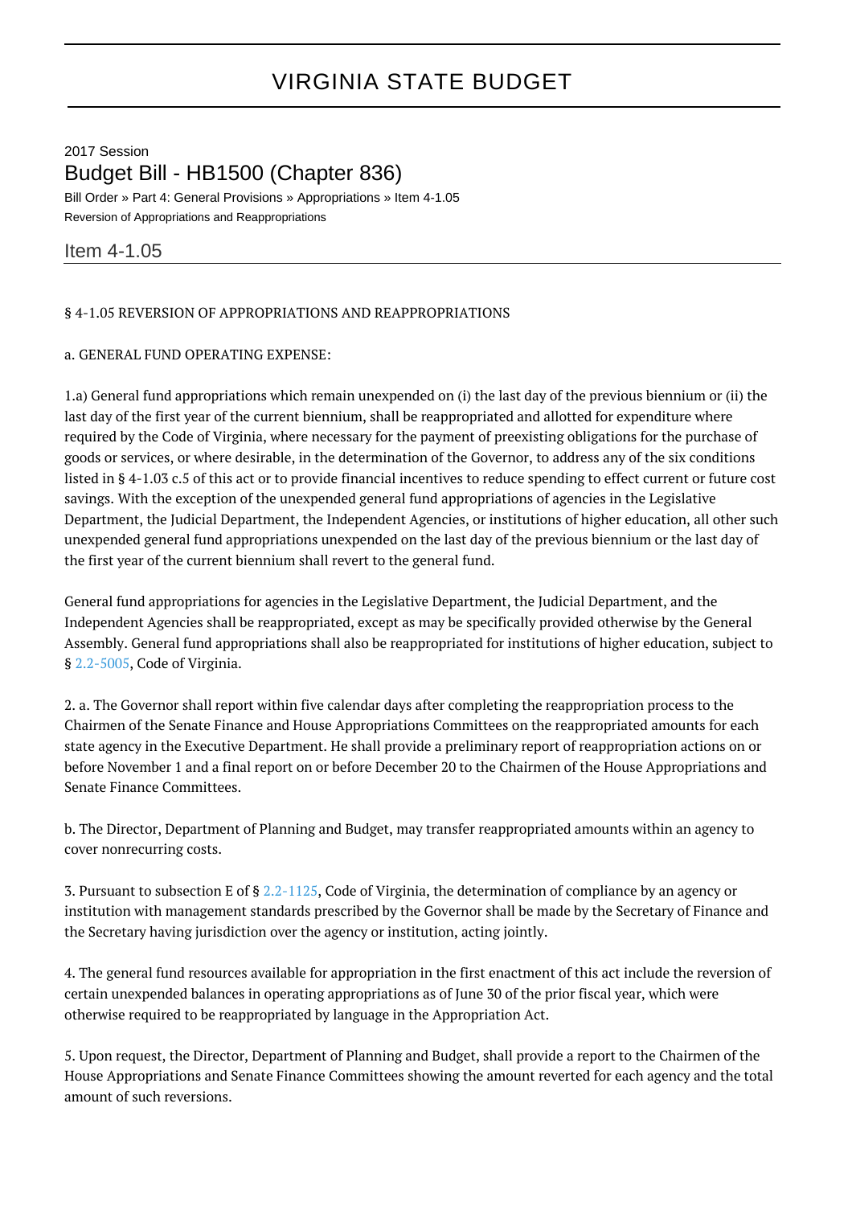# VIRGINIA STATE BUDGET

2017 Session

## Budget Bill - HB1500 (Chapter 836)

Bill Order » Part 4: General Provisions » Appropriations » Item 4-1.05

Reversion of Appropriations and Reappropriations

## Item 4-1.05

§ 4-1.05 REVERSION OF APPROPRIATIONS AND REAPPROPRIATIONS

a. GENERAL FUND OPERATING EXPENSE:

1.a) General fund appropriations which remain unexpended on (i) the last day of the previous biennium or (ii) the last day of the first year of the current biennium, shall be reappropriated and allotted for expenditure where required by the Code of Virginia, where necessary for the payment of preexisting obligations for the purchase of goods or services, or where desirable, in the determination of the Governor, to address any of the six conditions listed in § 4-1.03 c.5 of this act or to provide financial incentives to reduce spending to effect current or future cost savings. With the exception of the unexpended general fund appropriations of agencies in the Legislative Department, the Judicial Department, the Independent Agencies, or institutions of higher education, all other such unexpended general fund appropriations unexpended on the last day of the previous biennium or the last day of the first year of the current biennium shall revert to the general fund.

General fund appropriations for agencies in the Legislative Department, the Judicial Department, and the Independent Agencies shall be reappropriated, except as may be specifically provided otherwise by the General Assembly. General fund appropriations shall also be reappropriated for institutions of higher education, subject to § 2.2-5005, Code of Virginia.

2. a. The Governor shall report within five calendar days after completing the reappropriation process to the Chairmen of the Senate Finance and House Appropriations Committees on the reappropriated amounts for each state agency in the Executive Department. He shall provide a preliminary report of reappropriation actions on or before November 1 and a final report on or before December 20 to the Chairmen of the House Appropriations and Senate Finance Committees.

b. The Director, Department of Planning and Budget, may transfer reappropriated amounts within an agency to cover nonrecurring costs.

3. Pursuant to subsection E of § 2.2-1125, Code of Virginia, the determination of compliance by an agency or institution with management standards prescribed by the Governor shall be made by the Secretary of Finance and the Secretary having jurisdiction over the agency or institution, acting jointly.

4. The general fund resources available for appropriation in the first enactment of this act include the reversion of certain unexpended balances in operating appropriations as of June 30 of the prior fiscal year, which were otherwise required to be reappropriated by language in the Appropriation Act.

5. Upon request, the Director, Department of Planning and Budget, shall provide a report to the Chairmen of the House Appropriations and Senate Finance Committees showing the amount reverted for each agency and the total amount of such reversions.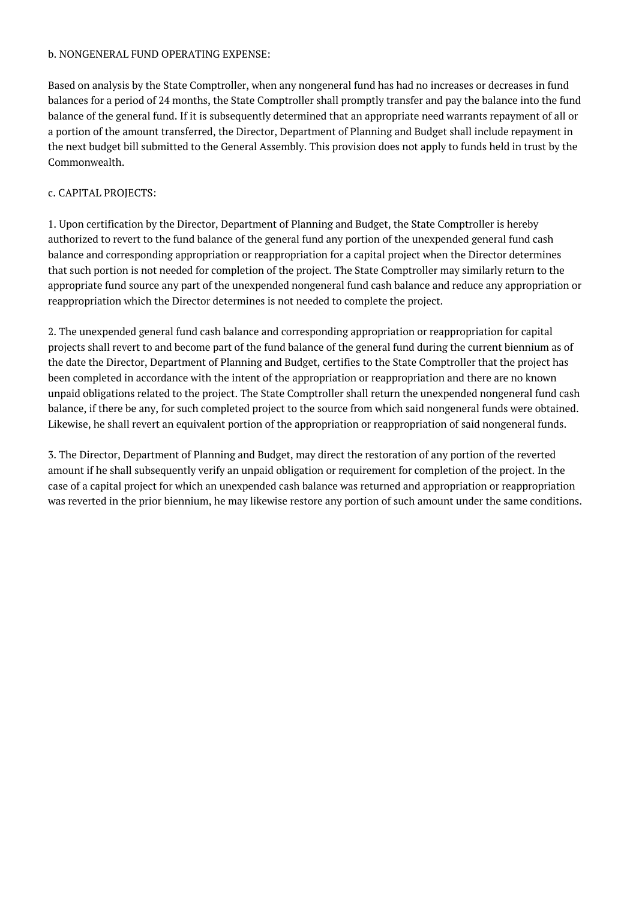b. NONGENERAL FUND OPERATING EXPENSE:

Based on analysis by the State Comptroller, when any nongeneral fund has had no increases or decreases in fund balances for a period of 24 months, the State Comptroller shall promptly transfer and pay the balance into the fund balance of the general fund. If it is subsequently determined that an appropriate need warrants repayment of all or a portion of the amount transferred, the Director, Department of Planning and Budget shall include repayment in the next budget bill submitted to the General Assembly. This provision does not apply to funds held in trust by the Commonwealth.

c. CAPITAL PROJECTS:

1. Upon certification by the Director, Department of Planning and Budget, the State Comptroller is hereby authorized to revert to the fund balance of the general fund any portion of the unexpended general fund cash balance and corresponding appropriation or reappropriation for a capital project when the Director determines that such portion is not needed for completion of the project. The State Comptroller may similarly return to the appropriate fund source any part of the unexpended nongeneral fund cash balance and reduce any appropriation or reappropriation which the Director determines is not needed to complete the project.

2. The unexpended general fund cash balance and corresponding appropriation or reappropriation for capital projects shall revert to and become part of the fund balance of the general fund during the current biennium as of the date the Director, Department of Planning and Budget, certifies to the State Comptroller that the project has been completed in accordance with the intent of the appropriation or reappropriation and there are no known unpaid obligations related to the project. The State Comptroller shall return the unexpended nongeneral fund cash balance, if there be any, for such completed project to the source from which said nongeneral funds were obtained. Likewise, he shall revert an equivalent portion of the appropriation or reappropriation of said nongeneral funds.

3. The Director, Department of Planning and Budget, may direct the restoration of any portion of the reverted amount if he shall subsequently verify an unpaid obligation or requirement for completion of the project. In the case of a capital project for which an unexpended cash balance was returned and appropriation or reappropriation was reverted in the prior biennium, he may likewise restore any portion of such amount under the same conditions.